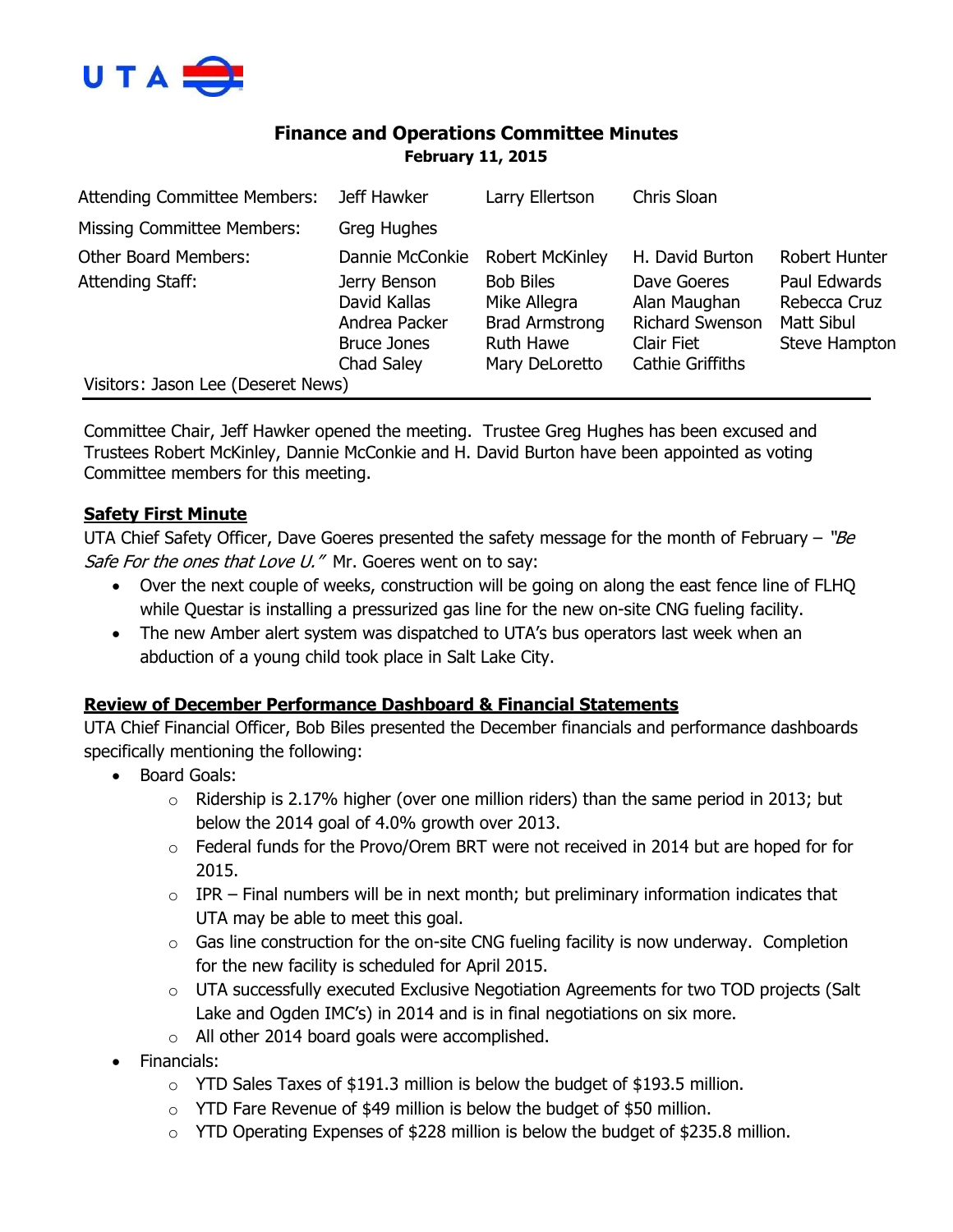UTA

# Finance and Operations Committee Minutes

**February 11, 2015**

| Attending Committee Members: | Jeff Hawker | Larry Ellertson | Chris Sloan | |
|---|---|---|---|---|
| Missing Committee Members: | Greg Hughes | | | |
| Other Board Members: | Dannie McConkie | Robert McKinley | H. David Burton | Robert Hunter |
| Attending Staff: | Jerry Benson | Bob Biles | Dave Goeres | Paul Edwards |
| | David Kallas | Mike Allegra | Alan Maughan | Rebecca Cruz |
| | Andrea Packer | Brad Armstrong | Richard Swenson | Matt Sibul |
| | Bruce Jones | Ruth Hawe | Clair Fiet | Steve Hampton |
| | Chad Saley | Mary DeLoretto | Cathie Griffiths | |

Visitors: Jason Lee (Deseret News)

Committee Chair, Jeff Hawker opened the meeting. Trustee Greg Hughes has been excused and Trustees Robert McKinley, Dannie McConkie and H. David Burton have been appointed as voting Committee members for this meeting.

**Safety First Minute**

UTA Chief Safety Officer, Dave Goeres presented the safety message for the month of February – *"Be Safe For the ones that Love U."* Mr. Goeres went on to say:

- Over the next couple of weeks, construction will be going on along the east fence line of FLHQ while Questar is installing a pressurized gas line for the new on-site CNG fueling facility.
- The new Amber alert system was dispatched to UTA's bus operators last week when an abduction of a young child took place in Salt Lake City.

**Review of December Performance Dashboard & Financial Statements**

UTA Chief Financial Officer, Bob Biles presented the December financials and performance dashboards specifically mentioning the following:

- Board Goals:
  - Ridership is 2.17% higher (over one million riders) than the same period in 2013; but below the 2014 goal of 4.0% growth over 2013.
  - Federal funds for the Provo/Orem BRT were not received in 2014 but are hoped for for 2015.
  - IPR – Final numbers will be in next month; but preliminary information indicates that UTA may be able to meet this goal.
  - Gas line construction for the on-site CNG fueling facility is now underway. Completion for the new facility is scheduled for April 2015.
  - UTA successfully executed Exclusive Negotiation Agreements for two TOD projects (Salt Lake and Ogden IMC's) in 2014 and is in final negotiations on six more.
  - All other 2014 board goals were accomplished.
- Financials:
  - YTD Sales Taxes of $191.3 million is below the budget of $193.5 million.
  - YTD Fare Revenue of $49 million is below the budget of $50 million.
  - YTD Operating Expenses of $228 million is below the budget of $235.8 million.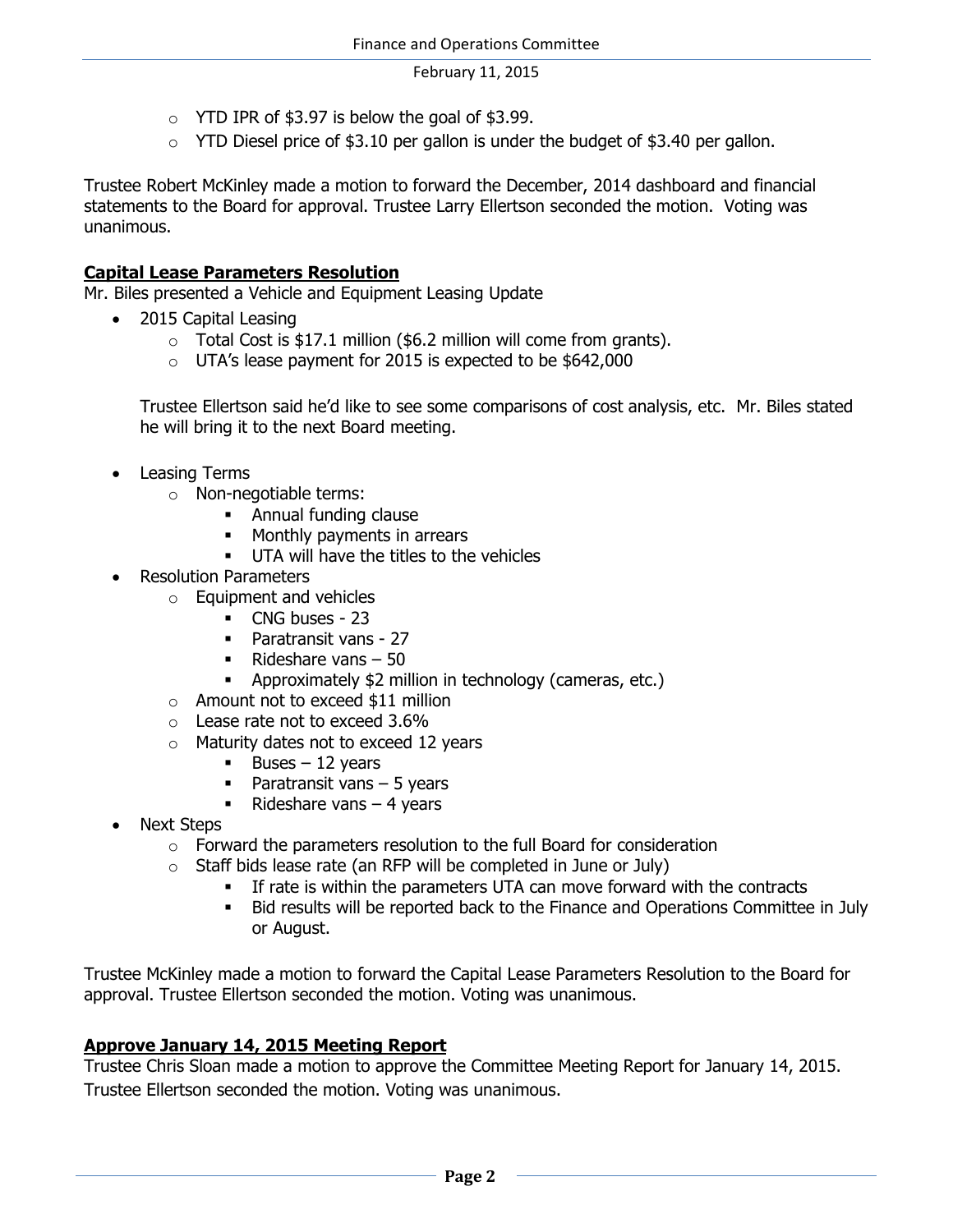- YTD IPR of $3.97 is below the goal of $3.99.
  - YTD Diesel price of $3.10 per gallon is under the budget of $3.40 per gallon.

Trustee Robert McKinley made a motion to forward the December, 2014 dashboard and financial statements to the Board for approval. Trustee Larry Ellertson seconded the motion. Voting was unanimous.

**Capital Lease Parameters Resolution**

Mr. Biles presented a Vehicle and Equipment Leasing Update

- 2015 Capital Leasing
  - Total Cost is $17.1 million ($6.2 million will come from grants).
  - UTA's lease payment for 2015 is expected to be $642,000

  Trustee Ellertson said he'd like to see some comparisons of cost analysis, etc. Mr. Biles stated he will bring it to the next Board meeting.

- Leasing Terms
  - Non-negotiable terms:
    - Annual funding clause
    - Monthly payments in arrears
    - UTA will have the titles to the vehicles
- Resolution Parameters
  - Equipment and vehicles
    - CNG buses - 23
    - Paratransit vans - 27
    - Rideshare vans – 50
    - Approximately $2 million in technology (cameras, etc.)
  - Amount not to exceed $11 million
  - Lease rate not to exceed 3.6%
  - Maturity dates not to exceed 12 years
    - Buses – 12 years
    - Paratransit vans – 5 years
    - Rideshare vans – 4 years
- Next Steps
  - Forward the parameters resolution to the full Board for consideration
  - Staff bids lease rate (an RFP will be completed in June or July)
    - If rate is within the parameters UTA can move forward with the contracts
    - Bid results will be reported back to the Finance and Operations Committee in July or August.

Trustee McKinley made a motion to forward the Capital Lease Parameters Resolution to the Board for approval. Trustee Ellertson seconded the motion. Voting was unanimous.

**Approve January 14, 2015 Meeting Report**

Trustee Chris Sloan made a motion to approve the Committee Meeting Report for January 14, 2015. Trustee Ellertson seconded the motion. Voting was unanimous.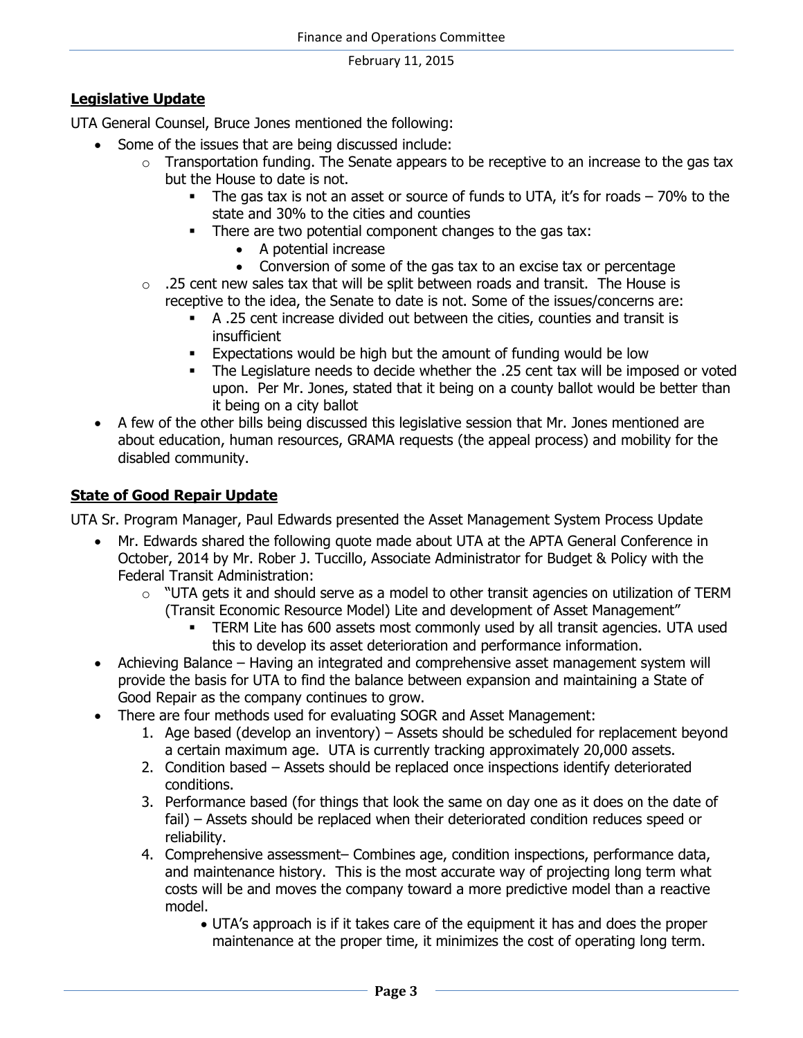## **Legislative Update**

UTA General Counsel, Bruce Jones mentioned the following:

- Some of the issues that are being discussed include:
    - Transportation funding. The Senate appears to be receptive to an increase to the gas tax but the House to date is not.
        - The gas tax is not an asset or source of funds to UTA, it's for roads – 70% to the state and 30% to the cities and counties
        - There are two potential component changes to the gas tax:
            - A potential increase
            - Conversion of some of the gas tax to an excise tax or percentage
    - .25 cent new sales tax that will be split between roads and transit. The House is receptive to the idea, the Senate to date is not. Some of the issues/concerns are:
        - A .25 cent increase divided out between the cities, counties and transit is insufficient
        - Expectations would be high but the amount of funding would be low
        - The Legislature needs to decide whether the .25 cent tax will be imposed or voted upon. Per Mr. Jones, stated that it being on a county ballot would be better than it being on a city ballot
- A few of the other bills being discussed this legislative session that Mr. Jones mentioned are about education, human resources, GRAMA requests (the appeal process) and mobility for the disabled community.

## **State of Good Repair Update**

UTA Sr. Program Manager, Paul Edwards presented the Asset Management System Process Update

- Mr. Edwards shared the following quote made about UTA at the APTA General Conference in October, 2014 by Mr. Rober J. Tuccillo, Associate Administrator for Budget & Policy with the Federal Transit Administration:
    - "UTA gets it and should serve as a model to other transit agencies on utilization of TERM (Transit Economic Resource Model) Lite and development of Asset Management"
        - TERM Lite has 600 assets most commonly used by all transit agencies. UTA used this to develop its asset deterioration and performance information.
- Achieving Balance – Having an integrated and comprehensive asset management system will provide the basis for UTA to find the balance between expansion and maintaining a State of Good Repair as the company continues to grow.
- There are four methods used for evaluating SOGR and Asset Management:
    1. Age based (develop an inventory) – Assets should be scheduled for replacement beyond a certain maximum age. UTA is currently tracking approximately 20,000 assets.
    2. Condition based – Assets should be replaced once inspections identify deteriorated conditions.
    3. Performance based (for things that look the same on day one as it does on the date of fail) – Assets should be replaced when their deteriorated condition reduces speed or reliability.
    4. Comprehensive assessment– Combines age, condition inspections, performance data, and maintenance history. This is the most accurate way of projecting long term what costs will be and moves the company toward a more predictive model than a reactive model.
        - UTA's approach is if it takes care of the equipment it has and does the proper maintenance at the proper time, it minimizes the cost of operating long term.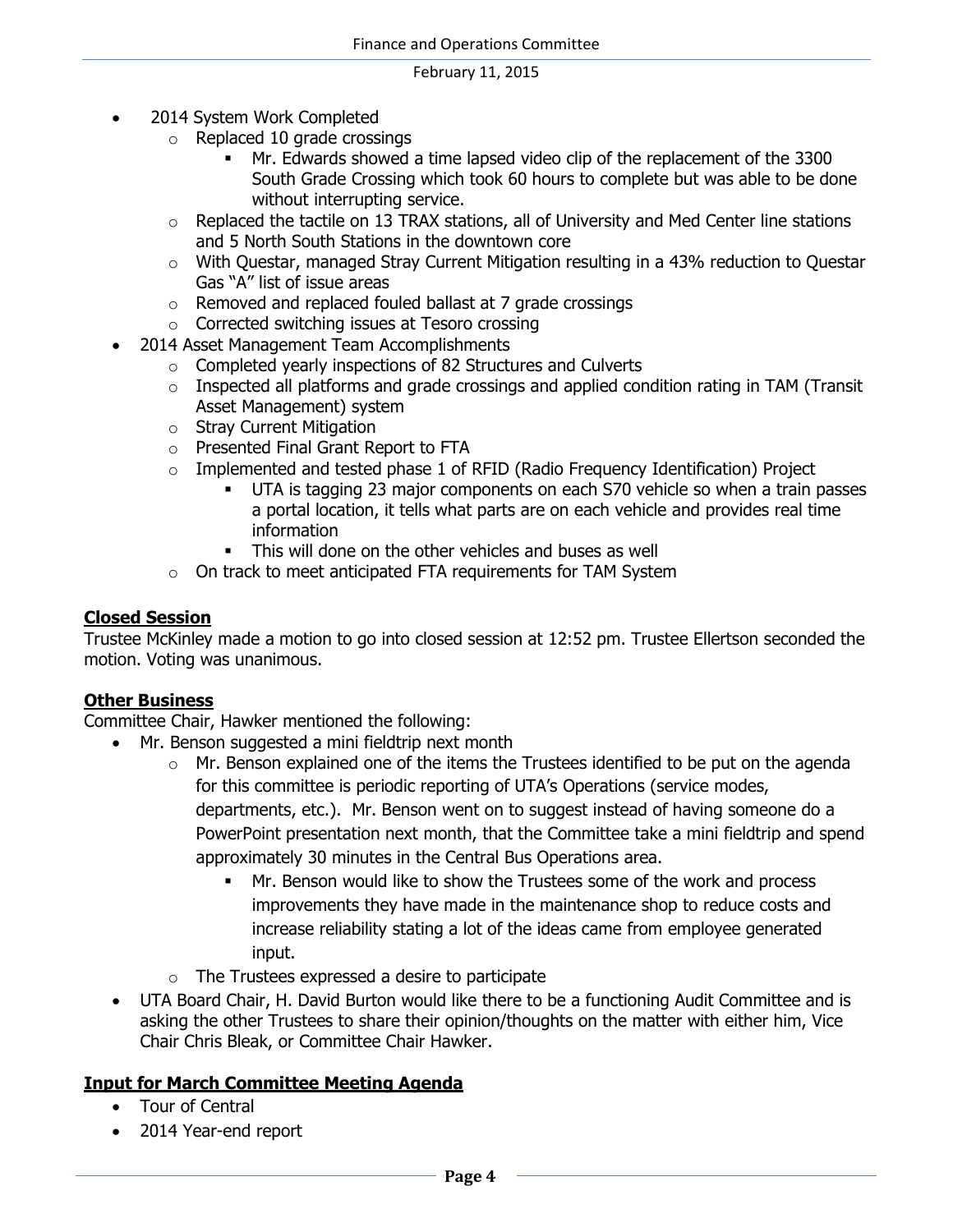- 2014 System Work Completed
  - Replaced 10 grade crossings
    - Mr. Edwards showed a time lapsed video clip of the replacement of the 3300 South Grade Crossing which took 60 hours to complete but was able to be done without interrupting service.
  - Replaced the tactile on 13 TRAX stations, all of University and Med Center line stations and 5 North South Stations in the downtown core
  - With Questar, managed Stray Current Mitigation resulting in a 43% reduction to Questar Gas "A" list of issue areas
  - Removed and replaced fouled ballast at 7 grade crossings
  - Corrected switching issues at Tesoro crossing
- 2014 Asset Management Team Accomplishments
  - Completed yearly inspections of 82 Structures and Culverts
  - Inspected all platforms and grade crossings and applied condition rating in TAM (Transit Asset Management) system
  - Stray Current Mitigation
  - Presented Final Grant Report to FTA
  - Implemented and tested phase 1 of RFID (Radio Frequency Identification) Project
    - UTA is tagging 23 major components on each S70 vehicle so when a train passes a portal location, it tells what parts are on each vehicle and provides real time information
    - This will done on the other vehicles and buses as well
  - On track to meet anticipated FTA requirements for TAM System

**Closed Session**

Trustee McKinley made a motion to go into closed session at 12:52 pm. Trustee Ellertson seconded the motion. Voting was unanimous.

**Other Business**

Committee Chair, Hawker mentioned the following:

- Mr. Benson suggested a mini fieldtrip next month
  - Mr. Benson explained one of the items the Trustees identified to be put on the agenda for this committee is periodic reporting of UTA's Operations (service modes, departments, etc.). Mr. Benson went on to suggest instead of having someone do a PowerPoint presentation next month, that the Committee take a mini fieldtrip and spend approximately 30 minutes in the Central Bus Operations area.
    - Mr. Benson would like to show the Trustees some of the work and process improvements they have made in the maintenance shop to reduce costs and increase reliability stating a lot of the ideas came from employee generated input.
  - The Trustees expressed a desire to participate
- UTA Board Chair, H. David Burton would like there to be a functioning Audit Committee and is asking the other Trustees to share their opinion/thoughts on the matter with either him, Vice Chair Chris Bleak, or Committee Chair Hawker.

**Input for March Committee Meeting Agenda**

- Tour of Central
- 2014 Year-end report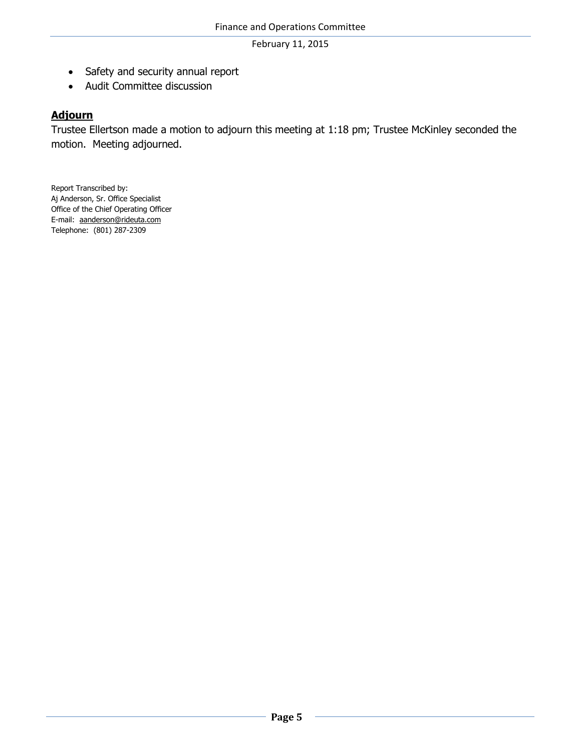- Safety and security annual report
- Audit Committee discussion

## Adjourn

Trustee Ellertson made a motion to adjourn this meeting at 1:18 pm; Trustee McKinley seconded the motion. Meeting adjourned.

Report Transcribed by:
Aj Anderson, Sr. Office Specialist
Office of the Chief Operating Officer
E-mail: aanderson@rideuta.com
Telephone: (801) 287-2309